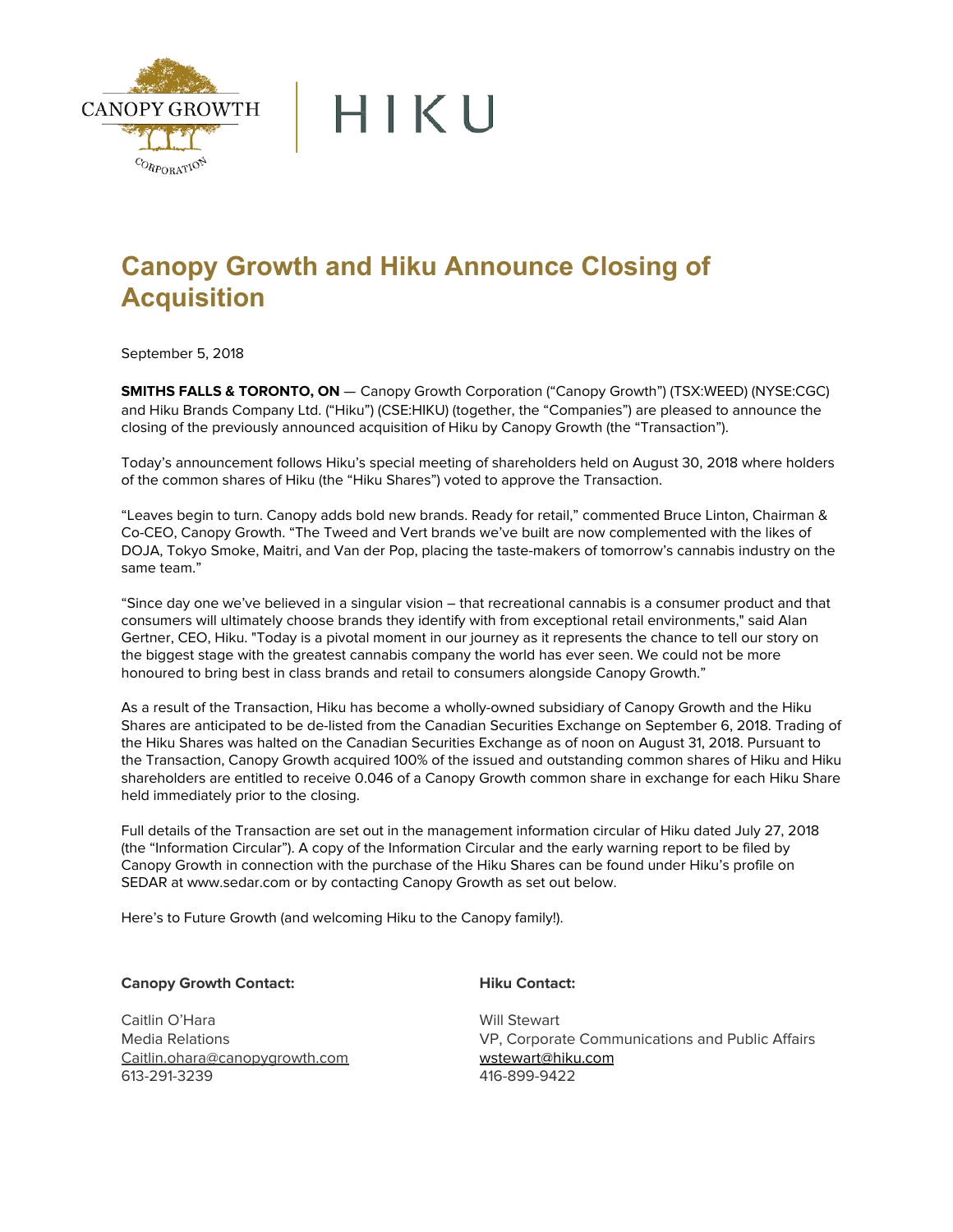# Canopy Growth and Hiku Announce Closing of Acquisition

September 5, 2018

**SMITHS FALLS & TORONTO, ON** — Canopy Growth Corporation ("Canopy Growth") (TSX:WEED) (NYSE:CGC) and Hiku Brands Company Ltd. ("Hiku") (CSE:HIKU) (together, the "Companies") are pleased to announce the closing of the previously announced acquisition of Hiku by Canopy Growth (the "Transaction").

Today's announcement follows Hiku's special meeting of shareholders held on August 30, 2018 where holders of the common shares of Hiku (the "Hiku Shares") voted to approve the Transaction.

"Leaves begin to turn. Canopy adds bold new brands. Ready for retail," commented Bruce Linton, Chairman & Co-CEO, Canopy Growth. "The Tweed and Vert brands we've built are now complemented with the likes of DOJA, Tokyo Smoke, Maitri, and Van der Pop, placing the taste-makers of tomorrow's cannabis industry on the same team."

"Since day one we've believed in a singular vision – that recreational cannabis is a consumer product and that consumers will ultimately choose brands they identify with from exceptional retail environments," said Alan Gertner, CEO, Hiku. "Today is a pivotal moment in our journey as it represents the chance to tell our story on the biggest stage with the greatest cannabis company the world has ever seen. We could not be more honoured to bring best in class brands and retail to consumers alongside Canopy Growth."

As a result of the Transaction, Hiku has become a wholly-owned subsidiary of Canopy Growth and the Hiku Shares are anticipated to be de-listed from the Canadian Securities Exchange on September 6, 2018. Trading of the Hiku Shares was halted on the Canadian Securities Exchange as of noon on August 31, 2018. Pursuant to the Transaction, Canopy Growth acquired 100% of the issued and outstanding common shares of Hiku and Hiku shareholders are entitled to receive 0.046 of a Canopy Growth common share in exchange for each Hiku Share held immediately prior to the closing.

Full details of the Transaction are set out in the management information circular of Hiku dated July 27, 2018 (the "Information Circular"). A copy of the Information Circular and the early warning report to be filed by Canopy Growth in connection with the purchase of the Hiku Shares can be found under Hiku's profile on SEDAR at www.sedar.com or by contacting Canopy Growth as set out below.

Here's to Future Growth (and welcoming Hiku to the Canopy family!).

**Canopy Growth Contact:**

Caitlin O'Hara
Media Relations
Caitlin.ohara@canopygrowth.com
613-291-3239

**Hiku Contact:**

Will Stewart
VP, Corporate Communications and Public Affairs
wstewart@hiku.com
416-899-9422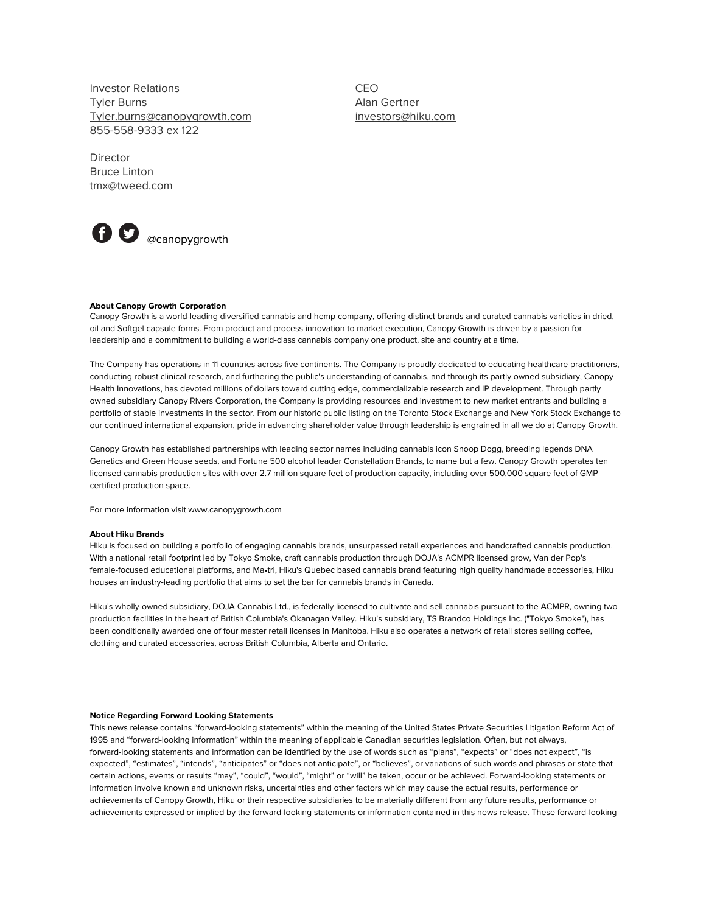Investor Relations
Tyler Burns
Tyler.burns@canopygrowth.com
855-558-9333 ex 122

Director
Bruce Linton
tmx@tweed.com

CEO
Alan Gertner
investors@hiku.com

@canopygrowth

**About Canopy Growth Corporation**
Canopy Growth is a world-leading diversified cannabis and hemp company, offering distinct brands and curated cannabis varieties in dried, oil and Softgel capsule forms. From product and process innovation to market execution, Canopy Growth is driven by a passion for leadership and a commitment to building a world-class cannabis company one product, site and country at a time.

The Company has operations in 11 countries across five continents. The Company is proudly dedicated to educating healthcare practitioners, conducting robust clinical research, and furthering the public's understanding of cannabis, and through its partly owned subsidiary, Canopy Health Innovations, has devoted millions of dollars toward cutting edge, commercializable research and IP development. Through partly owned subsidiary Canopy Rivers Corporation, the Company is providing resources and investment to new market entrants and building a portfolio of stable investments in the sector. From our historic public listing on the Toronto Stock Exchange and New York Stock Exchange to our continued international expansion, pride in advancing shareholder value through leadership is engrained in all we do at Canopy Growth.

Canopy Growth has established partnerships with leading sector names including cannabis icon Snoop Dogg, breeding legends DNA Genetics and Green House seeds, and Fortune 500 alcohol leader Constellation Brands, to name but a few. Canopy Growth operates ten licensed cannabis production sites with over 2.7 million square feet of production capacity, including over 500,000 square feet of GMP certified production space.

For more information visit www.canopygrowth.com

**About Hiku Brands**
Hiku is focused on building a portfolio of engaging cannabis brands, unsurpassed retail experiences and handcrafted cannabis production. With a national retail footprint led by Tokyo Smoke, craft cannabis production through DOJA's ACMPR licensed grow, Van der Pop's female-focused educational platforms, and Ma•tri, Hiku's Quebec based cannabis brand featuring high quality handmade accessories, Hiku houses an industry-leading portfolio that aims to set the bar for cannabis brands in Canada.

Hiku's wholly-owned subsidiary, DOJA Cannabis Ltd., is federally licensed to cultivate and sell cannabis pursuant to the ACMPR, owning two production facilities in the heart of British Columbia's Okanagan Valley. Hiku's subsidiary, TS Brandco Holdings Inc. ("Tokyo Smoke"), has been conditionally awarded one of four master retail licenses in Manitoba. Hiku also operates a network of retail stores selling coffee, clothing and curated accessories, across British Columbia, Alberta and Ontario.

**Notice Regarding Forward Looking Statements**
This news release contains "forward-looking statements" within the meaning of the United States Private Securities Litigation Reform Act of 1995 and "forward-looking information" within the meaning of applicable Canadian securities legislation. Often, but not always, forward-looking statements and information can be identified by the use of words such as "plans", "expects" or "does not expect", "is expected", "estimates", "intends", "anticipates" or "does not anticipate", or "believes", or variations of such words and phrases or state that certain actions, events or results "may", "could", "would", "might" or "will" be taken, occur or be achieved. Forward-looking statements or information involve known and unknown risks, uncertainties and other factors which may cause the actual results, performance or achievements of Canopy Growth, Hiku or their respective subsidiaries to be materially different from any future results, performance or achievements expressed or implied by the forward-looking statements or information contained in this news release. These forward-looking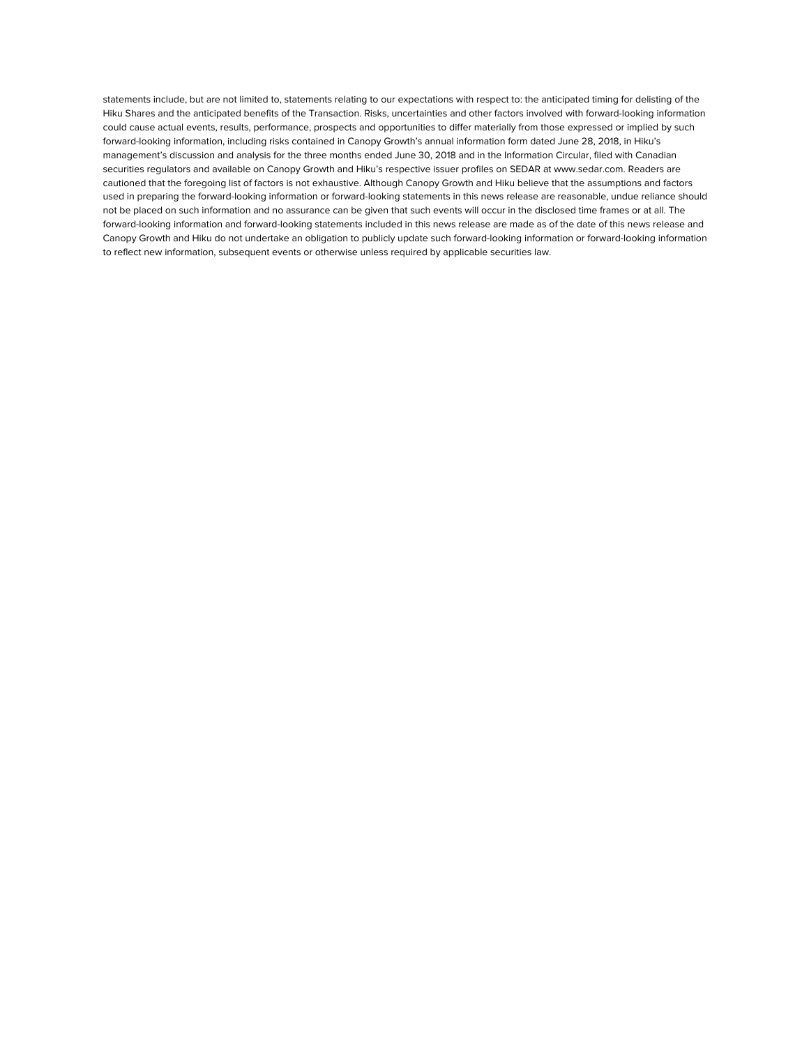statements include, but are not limited to, statements relating to our expectations with respect to: the anticipated timing for delisting of the Hiku Shares and the anticipated benefits of the Transaction. Risks, uncertainties and other factors involved with forward-looking information could cause actual events, results, performance, prospects and opportunities to differ materially from those expressed or implied by such forward-looking information, including risks contained in Canopy Growth's annual information form dated June 28, 2018, in Hiku's management's discussion and analysis for the three months ended June 30, 2018 and in the Information Circular, filed with Canadian securities regulators and available on Canopy Growth and Hiku's respective issuer profiles on SEDAR at www.sedar.com. Readers are cautioned that the foregoing list of factors is not exhaustive. Although Canopy Growth and Hiku believe that the assumptions and factors used in preparing the forward-looking information or forward-looking statements in this news release are reasonable, undue reliance should not be placed on such information and no assurance can be given that such events will occur in the disclosed time frames or at all. The forward-looking information and forward-looking statements included in this news release are made as of the date of this news release and Canopy Growth and Hiku do not undertake an obligation to publicly update such forward-looking information or forward-looking information to reflect new information, subsequent events or otherwise unless required by applicable securities law.